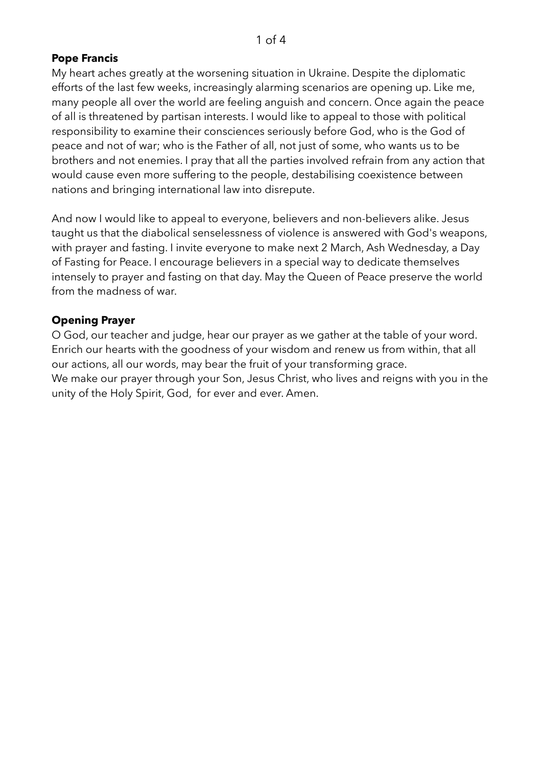**Pope Francis**

My heart aches greatly at the worsening situation in Ukraine. Despite the diplomatic efforts of the last few weeks, increasingly alarming scenarios are opening up. Like me, many people all over the world are feeling anguish and concern. Once again the peace of all is threatened by partisan interests. I would like to appeal to those with political responsibility to examine their consciences seriously before God, who is the God of peace and not of war; who is the Father of all, not just of some, who wants us to be brothers and not enemies. I pray that all the parties involved refrain from any action that would cause even more suffering to the people, destabilising coexistence between nations and bringing international law into disrepute.

And now I would like to appeal to everyone, believers and non-believers alike. Jesus taught us that the diabolical senselessness of violence is answered with God's weapons, with prayer and fasting. I invite everyone to make next 2 March, Ash Wednesday, a Day of Fasting for Peace. I encourage believers in a special way to dedicate themselves intensely to prayer and fasting on that day. May the Queen of Peace preserve the world from the madness of war.

**Opening Prayer**

O God, our teacher and judge, hear our prayer as we gather at the table of your word. Enrich our hearts with the goodness of your wisdom and renew us from within, that all our actions, all our words, may bear the fruit of your transforming grace.
We make our prayer through your Son, Jesus Christ, who lives and reigns with you in the unity of the Holy Spirit, God, for ever and ever. Amen.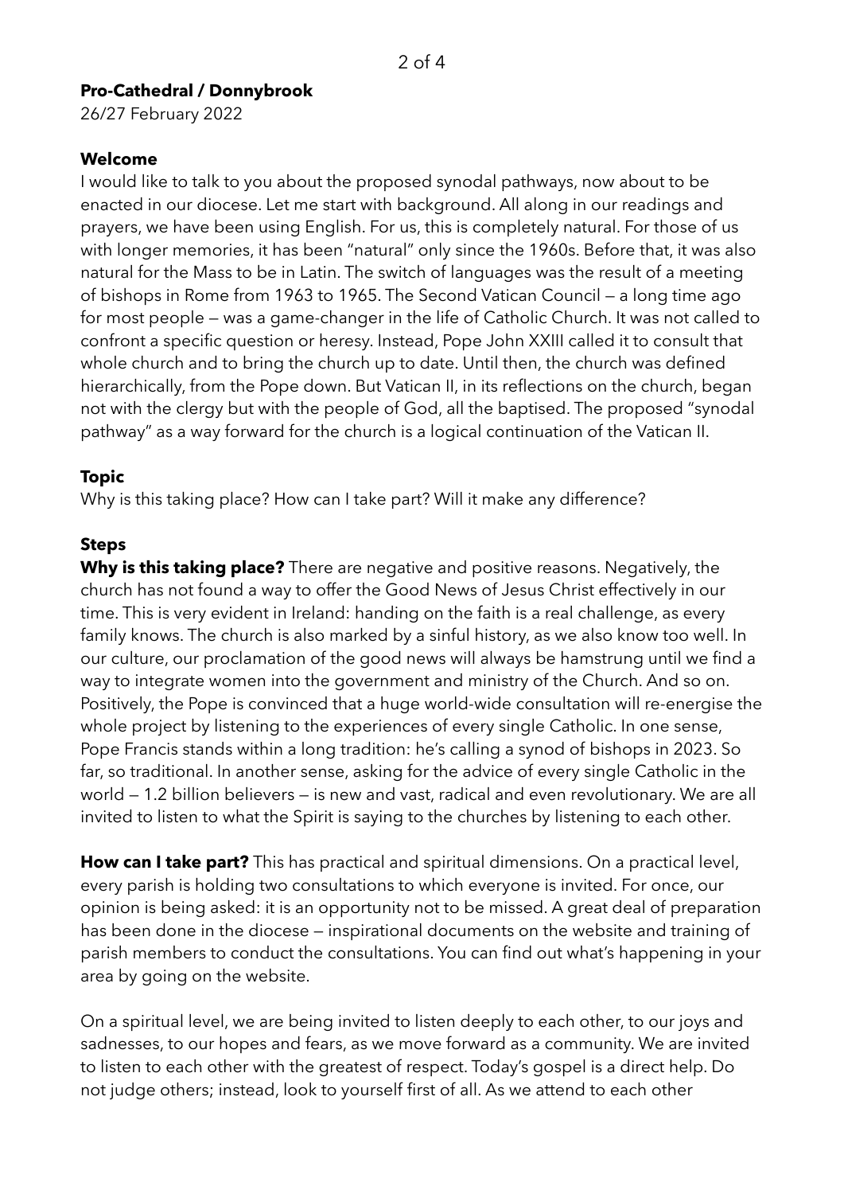**Pro-Cathedral / Donnybrook**

26/27 February 2022

**Welcome**

I would like to talk to you about the proposed synodal pathways, now about to be enacted in our diocese. Let me start with background. All along in our readings and prayers, we have been using English. For us, this is completely natural. For those of us with longer memories, it has been "natural" only since the 1960s. Before that, it was also natural for the Mass to be in Latin. The switch of languages was the result of a meeting of bishops in Rome from 1963 to 1965. The Second Vatican Council — a long time ago for most people — was a game-changer in the life of Catholic Church. It was not called to confront a specific question or heresy. Instead, Pope John XXIII called it to consult that whole church and to bring the church up to date. Until then, the church was defined hierarchically, from the Pope down. But Vatican II, in its reflections on the church, began not with the clergy but with the people of God, all the baptised. The proposed "synodal pathway" as a way forward for the church is a logical continuation of the Vatican II.

**Topic**

Why is this taking place? How can I take part? Will it make any difference?

**Steps**

**Why is this taking place?** There are negative and positive reasons. Negatively, the church has not found a way to offer the Good News of Jesus Christ effectively in our time. This is very evident in Ireland: handing on the faith is a real challenge, as every family knows. The church is also marked by a sinful history, as we also know too well. In our culture, our proclamation of the good news will always be hamstrung until we find a way to integrate women into the government and ministry of the Church. And so on. Positively, the Pope is convinced that a huge world-wide consultation will re-energise the whole project by listening to the experiences of every single Catholic. In one sense, Pope Francis stands within a long tradition: he's calling a synod of bishops in 2023. So far, so traditional. In another sense, asking for the advice of every single Catholic in the world — 1.2 billion believers — is new and vast, radical and even revolutionary. We are all invited to listen to what the Spirit is saying to the churches by listening to each other.

**How can I take part?** This has practical and spiritual dimensions. On a practical level, every parish is holding two consultations to which everyone is invited. For once, our opinion is being asked: it is an opportunity not to be missed. A great deal of preparation has been done in the diocese — inspirational documents on the website and training of parish members to conduct the consultations. You can find out what's happening in your area by going on the website.

On a spiritual level, we are being invited to listen deeply to each other, to our joys and sadnesses, to our hopes and fears, as we move forward as a community. We are invited to listen to each other with the greatest of respect. Today's gospel is a direct help. Do not judge others; instead, look to yourself first of all. As we attend to each other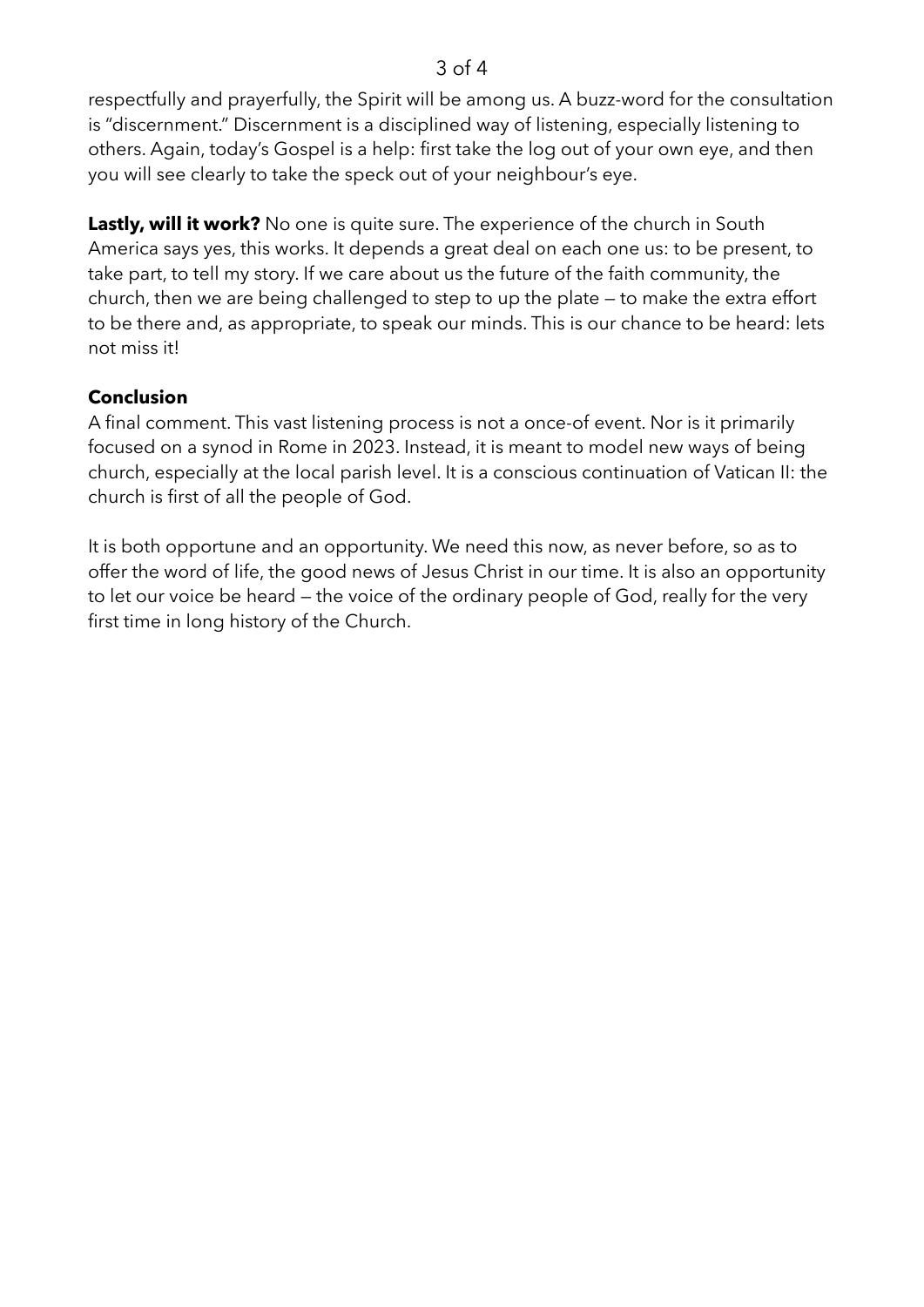respectfully and prayerfully, the Spirit will be among us. A buzz-word for the consultation is "discernment." Discernment is a disciplined way of listening, especially listening to others. Again, today's Gospel is a help: first take the log out of your own eye, and then you will see clearly to take the speck out of your neighbour's eye.

**Lastly, will it work?** No one is quite sure. The experience of the church in South America says yes, this works. It depends a great deal on each one us: to be present, to take part, to tell my story. If we care about us the future of the faith community, the church, then we are being challenged to step to up the plate — to make the extra effort to be there and, as appropriate, to speak our minds. This is our chance to be heard: lets not miss it!

**Conclusion**

A final comment. This vast listening process is not a once-of event. Nor is it primarily focused on a synod in Rome in 2023. Instead, it is meant to model new ways of being church, especially at the local parish level. It is a conscious continuation of Vatican II: the church is first of all the people of God.

It is both opportune and an opportunity. We need this now, as never before, so as to offer the word of life, the good news of Jesus Christ in our time. It is also an opportunity to let our voice be heard — the voice of the ordinary people of God, really for the very first time in long history of the Church.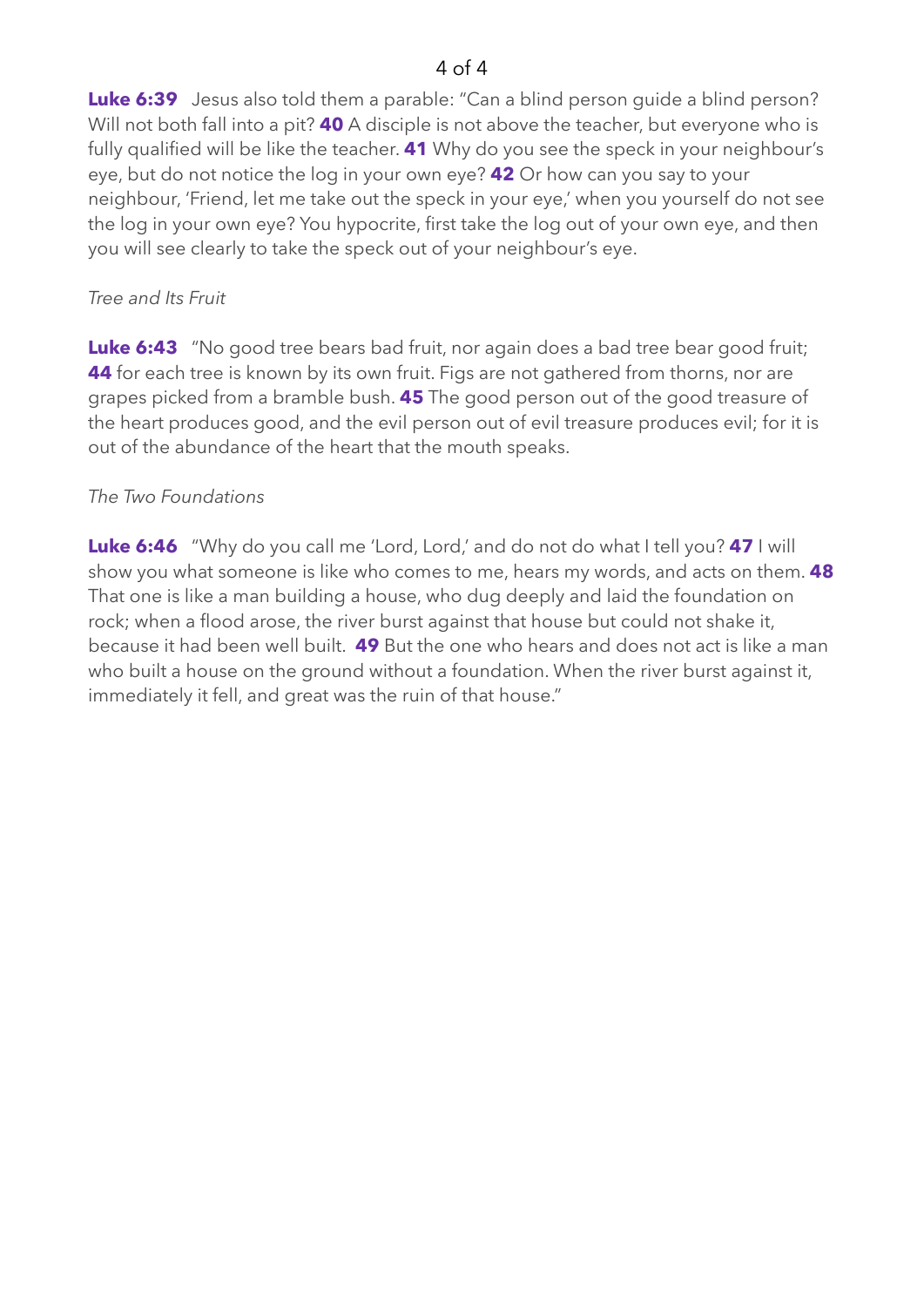**Luke 6:39** Jesus also told them a parable: "Can a blind person guide a blind person? Will not both fall into a pit? **40** A disciple is not above the teacher, but everyone who is fully qualified will be like the teacher. **41** Why do you see the speck in your neighbour's eye, but do not notice the log in your own eye? **42** Or how can you say to your neighbour, 'Friend, let me take out the speck in your eye,' when you yourself do not see the log in your own eye? You hypocrite, first take the log out of your own eye, and then you will see clearly to take the speck out of your neighbour's eye.

*Tree and Its Fruit*

**Luke 6:43** "No good tree bears bad fruit, nor again does a bad tree bear good fruit; **44** for each tree is known by its own fruit. Figs are not gathered from thorns, nor are grapes picked from a bramble bush. **45** The good person out of the good treasure of the heart produces good, and the evil person out of evil treasure produces evil; for it is out of the abundance of the heart that the mouth speaks.

*The Two Foundations*

**Luke 6:46** "Why do you call me 'Lord, Lord,' and do not do what I tell you? **47** I will show you what someone is like who comes to me, hears my words, and acts on them. **48** That one is like a man building a house, who dug deeply and laid the foundation on rock; when a flood arose, the river burst against that house but could not shake it, because it had been well built. **49** But the one who hears and does not act is like a man who built a house on the ground without a foundation. When the river burst against it, immediately it fell, and great was the ruin of that house."